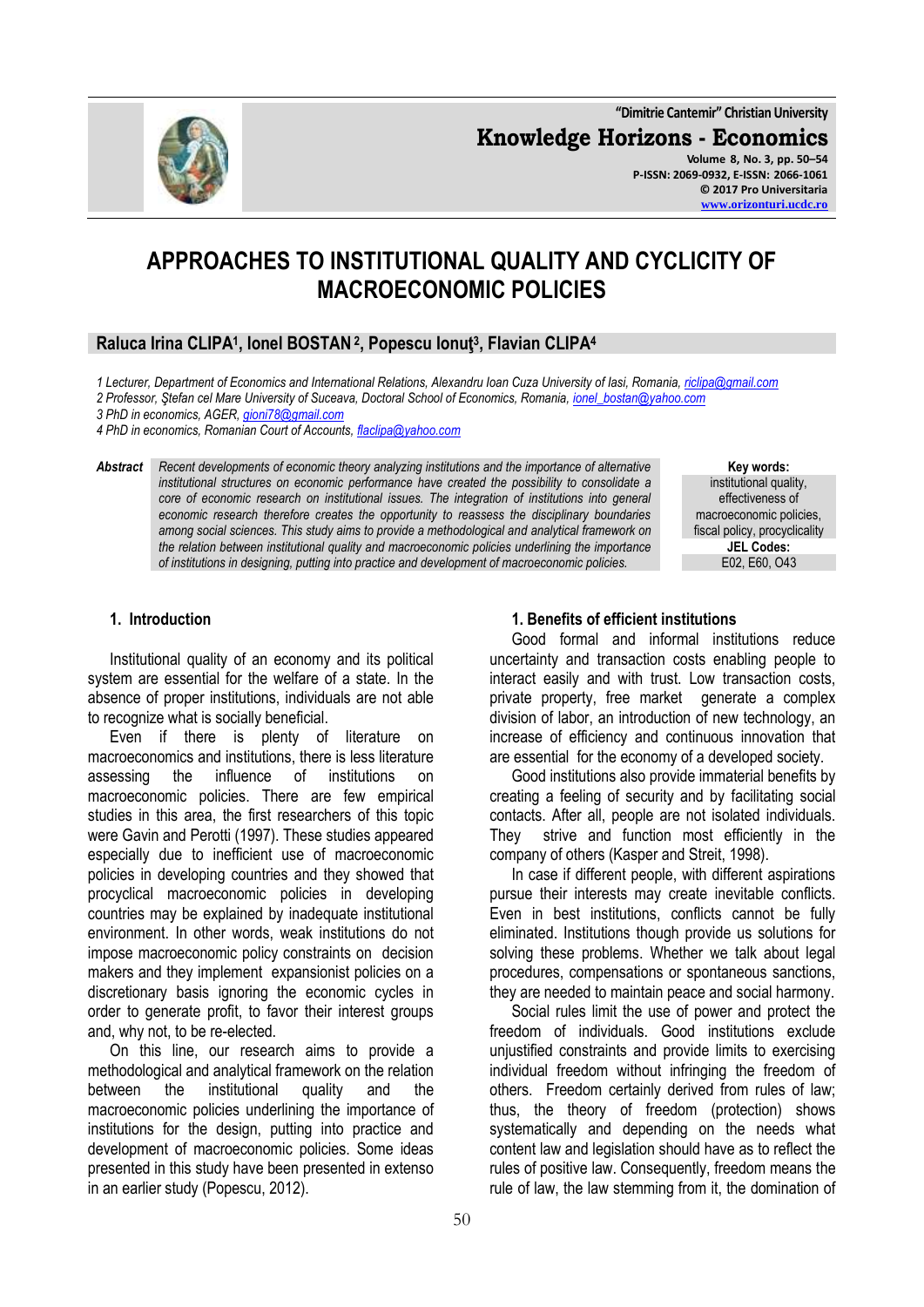# APPROACHES TO INSTITUTIONAL QUALITY AND CYCLICITY OF MACROECONOMIC POLICIES

**Raluca Irina CLIPA[1], Ionel BOSTAN[2], Popescu Ionuţ[3], Flavian CLIPA[4]**

*1 Lecturer, Department of Economics and International Relations, Alexandru Ioan Cuza University of Iasi, Romania, riclipa@gmail.com*
*2 Professor, Ştefan cel Mare University of Suceava, Doctoral School of Economics, Romania, ionel_bostan@yahoo.com*
*3 PhD in economics, AGER, gioni78@gmail.com*
*4 PhD in economics, Romanian Court of Accounts, flaclipa@yahoo.com*

***Abstract*** *Recent developments of economic theory analyzing institutions and the importance of alternative institutional structures on economic performance have created the possibility to consolidate a core of economic research on institutional issues. The integration of institutions into general economic research therefore creates the opportunity to reassess the disciplinary boundaries among social sciences. This study aims to provide a methodological and analytical framework on the relation between institutional quality and macroeconomic policies underlining the importance of institutions in designing, putting into practice and development of macroeconomic policies.*

**Key words:** institutional quality, effectiveness of macroeconomic policies, fiscal policy, procyclicality

**JEL Codes:** E02, E60, O43

## 1. Introduction

Institutional quality of an economy and its political system are essential for the welfare of a state. In the absence of proper institutions, individuals are not able to recognize what is socially beneficial.

Even if there is plenty of literature on macroeconomics and institutions, there is less literature assessing the influence of institutions on macroeconomic policies. There are few empirical studies in this area, the first researchers of this topic were Gavin and Perotti (1997). These studies appeared especially due to inefficient use of macroeconomic policies in developing countries and they showed that procyclical macroeconomic policies in developing countries may be explained by inadequate institutional environment. In other words, weak institutions do not impose macroeconomic policy constraints on decision makers and they implement expansionist policies on a discretionary basis ignoring the economic cycles in order to generate profit, to favor their interest groups and, why not, to be re-elected.

On this line, our research aims to provide a methodological and analytical framework on the relation between the institutional quality and the macroeconomic policies underlining the importance of institutions for the design, putting into practice and development of macroeconomic policies. Some ideas presented in this study have been presented in extenso in an earlier study (Popescu, 2012).

## 1. Benefits of efficient institutions

Good formal and informal institutions reduce uncertainty and transaction costs enabling people to interact easily and with trust. Low transaction costs, private property, free market generate a complex division of labor, an introduction of new technology, an increase of efficiency and continuous innovation that are essential for the economy of a developed society.

Good institutions also provide immaterial benefits by creating a feeling of security and by facilitating social contacts. After all, people are not isolated individuals. They strive and function most efficiently in the company of others (Kasper and Streit, 1998).

In case if different people, with different aspirations pursue their interests may create inevitable conflicts. Even in best institutions, conflicts cannot be fully eliminated. Institutions though provide us solutions for solving these problems. Whether we talk about legal procedures, compensations or spontaneous sanctions, they are needed to maintain peace and social harmony.

Social rules limit the use of power and protect the freedom of individuals. Good institutions exclude unjustified constraints and provide limits to exercising individual freedom without infringing the freedom of others. Freedom certainly derived from rules of law; thus, the theory of freedom (protection) shows systematically and depending on the needs what content law and legislation should have as to reflect the rules of positive law. Consequently, freedom means the rule of law, the law stemming from it, the domination of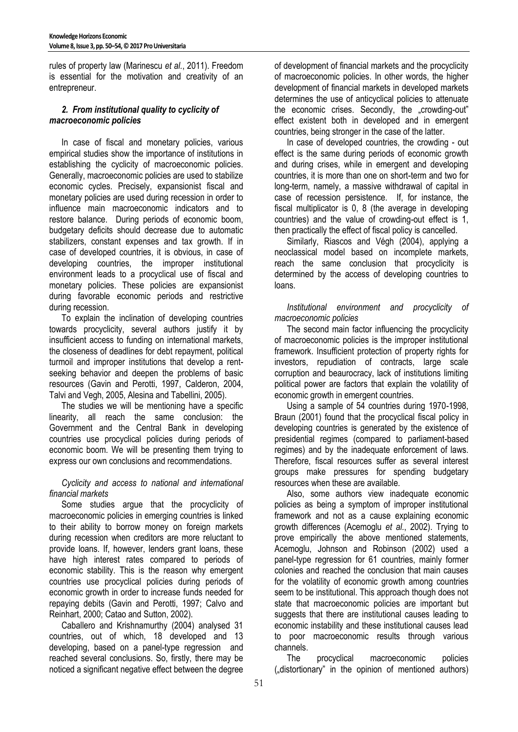rules of property law (Marinescu *et al.*, 2011). Freedom is essential for the motivation and creativity of an entrepreneur.

## *2. From institutional quality to cyclicity of macroeconomic policies*

In case of fiscal and monetary policies, various empirical studies show the importance of institutions in establishing the cyclicity of macroeconomic policies. Generally, macroeconomic policies are used to stabilize economic cycles. Precisely, expansionist fiscal and monetary policies are used during recession in order to influence main macroeconomic indicators and to restore balance. During periods of economic boom, budgetary deficits should decrease due to automatic stabilizers, constant expenses and tax growth. If in case of developed countries, it is obvious, in case of developing countries, the improper institutional environment leads to a procyclical use of fiscal and monetary policies. These policies are expansionist during favorable economic periods and restrictive during recession.

To explain the inclination of developing countries towards procyclicity, several authors justify it by insufficient access to funding on international markets, the closeness of deadlines for debt repayment, political turmoil and improper institutions that develop a rent-seeking behavior and deepen the problems of basic resources (Gavin and Perotti, 1997, Calderon, 2004, Talvi and Vegh, 2005, Alesina and Tabellini, 2005).

The studies we will be mentioning have a specific linearity, all reach the same conclusion: the Government and the Central Bank in developing countries use procyclical policies during periods of economic boom. We will be presenting them trying to express our own conclusions and recommendations.

*Cyclicity and access to national and international financial markets*

Some studies argue that the procyclicity of macroeconomic policies in emerging countries is linked to their ability to borrow money on foreign markets during recession when creditors are more reluctant to provide loans. If, however, lenders grant loans, these have high interest rates compared to periods of economic stability. This is the reason why emergent countries use procyclical policies during periods of economic growth in order to increase funds needed for repaying debits (Gavin and Perotti, 1997; Calvo and Reinhart, 2000; Catao and Sutton, 2002).

Caballero and Krishnamurthy (2004) analysed 31 countries, out of which, 18 developed and 13 developing, based on a panel-type regression and reached several conclusions. So, firstly, there may be noticed a significant negative effect between the degree of development of financial markets and the procyclicity of macroeconomic policies. In other words, the higher development of financial markets in developed markets determines the use of anticyclical policies to attenuate the economic crises. Secondly, the „crowding-out" effect existent both in developed and in emergent countries, being stronger in the case of the latter.

In case of developed countries, the crowding - out effect is the same during periods of economic growth and during crises, while in emergent and developing countries, it is more than one on short-term and two for long-term, namely, a massive withdrawal of capital in case of recession persistence. If, for instance, the fiscal multiplicator is 0, 8 (the average in developing countries) and the value of crowding-out effect is 1, then practically the effect of fiscal policy is cancelled.

Similarly, Riascos and Végh (2004), applying a neoclassical model based on incomplete markets, reach the same conclusion that procyclicity is determined by the access of developing countries to loans.

*Institutional environment and procyclicity of macroeconomic policies*

The second main factor influencing the procyclicity of macroeconomic policies is the improper institutional framework. Insufficient protection of property rights for investors, repudiation of contracts, large scale corruption and beaurocracy, lack of institutions limiting political power are factors that explain the volatility of economic growth in emergent countries.

Using a sample of 54 countries during 1970-1998, Braun (2001) found that the procyclical fiscal policy in developing countries is generated by the existence of presidential regimes (compared to parliament-based regimes) and by the inadequate enforcement of laws. Therefore, fiscal resources suffer as several interest groups make pressures for spending budgetary resources when these are available.

Also, some authors view inadequate economic policies as being a symptom of improper institutional framework and not as a cause explaining economic growth differences (Acemoglu *et al.*, 2002). Trying to prove empirically the above mentioned statements, Acemoglu, Johnson and Robinson (2002) used a panel-type regression for 61 countries, mainly former colonies and reached the conclusion that main causes for the volatility of economic growth among countries seem to be institutional. This approach though does not state that macroeconomic policies are important but suggests that there are institutional causes leading to economic instability and these institutional causes lead to poor macroeconomic results through various channels.

The procyclical macroeconomic policies („distortionary" in the opinion of mentioned authors)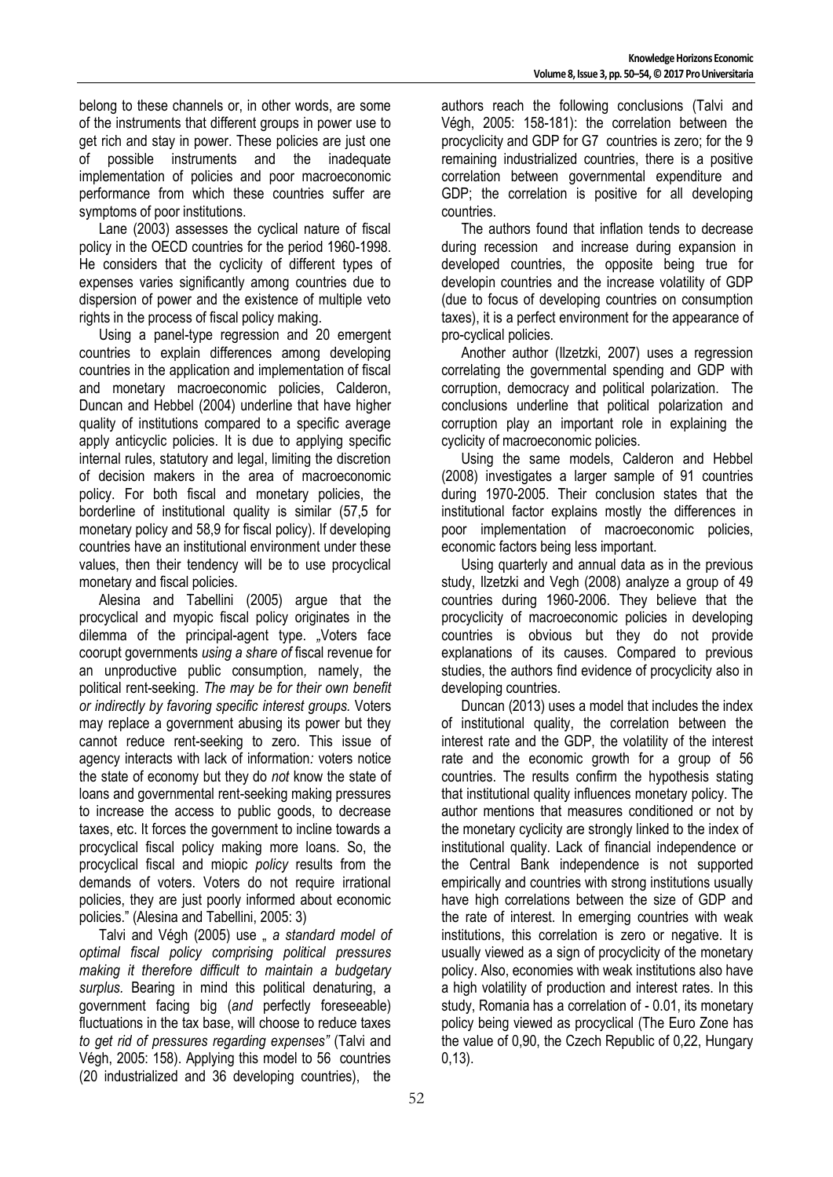belong to these channels or, in other words, are some of the instruments that different groups in power use to get rich and stay in power. These policies are just one of possible instruments and the inadequate implementation of policies and poor macroeconomic performance from which these countries suffer are symptoms of poor institutions.

Lane (2003) assesses the cyclical nature of fiscal policy in the OECD countries for the period 1960-1998. He considers that the cyclicity of different types of expenses varies significantly among countries due to dispersion of power and the existence of multiple veto rights in the process of fiscal policy making.

Using a panel-type regression and 20 emergent countries to explain differences among developing countries in the application and implementation of fiscal and monetary macroeconomic policies, Calderon, Duncan and Hebbel (2004) underline that have higher quality of institutions compared to a specific average apply anticyclic policies. It is due to applying specific internal rules, statutory and legal, limiting the discretion of decision makers in the area of macroeconomic policy. For both fiscal and monetary policies, the borderline of institutional quality is similar (57,5 for monetary policy and 58,9 for fiscal policy). If developing countries have an institutional environment under these values, then their tendency will be to use procyclical monetary and fiscal policies.

Alesina and Tabellini (2005) argue that the procyclical and myopic fiscal policy originates in the dilemma of the principal-agent type. „Voters face coorupt governments *using a share of* fiscal revenue for an unproductive public consumption*,* namely, the political rent-seeking. *The may be for their own benefit or indirectly by favoring specific interest groups.* Voters may replace a government abusing its power but they cannot reduce rent-seeking to zero. This issue of agency interacts with lack of information*:* voters notice the state of economy but they do *not* know the state of loans and governmental rent-seeking making pressures to increase the access to public goods, to decrease taxes, etc. It forces the government to incline towards a procyclical fiscal policy making more loans. So, the procyclical fiscal and miopic *policy* results from the demands of voters. Voters do not require irrational policies, they are just poorly informed about economic policies." (Alesina and Tabellini, 2005: 3)

Talvi and Végh (2005) use *„ a standard model of optimal fiscal policy comprising political pressures making it therefore difficult to maintain a budgetary surplus.* Bearing in mind this political denaturing, a government facing big (*and* perfectly foreseeable) fluctuations in the tax base, will choose to reduce taxes *to get rid of pressures regarding expenses"* (Talvi and Végh, 2005: 158). Applying this model to 56 countries (20 industrialized and 36 developing countries), the authors reach the following conclusions (Talvi and Végh, 2005: 158-181): the correlation between the procyclicity and GDP for G7 countries is zero; for the 9 remaining industrialized countries, there is a positive correlation between governmental expenditure and GDP; the correlation is positive for all developing countries.

The authors found that inflation tends to decrease during recession and increase during expansion in developed countries, the opposite being true for developin countries and the increase volatility of GDP (due to focus of developing countries on consumption taxes), it is a perfect environment for the appearance of pro-cyclical policies.

Another author (Ilzetzki, 2007) uses a regression correlating the governmental spending and GDP with corruption, democracy and political polarization. The conclusions underline that political polarization and corruption play an important role in explaining the cyclicity of macroeconomic policies.

Using the same models, Calderon and Hebbel (2008) investigates a larger sample of 91 countries during 1970-2005. Their conclusion states that the institutional factor explains mostly the differences in poor implementation of macroeconomic policies, economic factors being less important.

Using quarterly and annual data as in the previous study, Ilzetzki and Vegh (2008) analyze a group of 49 countries during 1960-2006. They believe that the procyclicity of macroeconomic policies in developing countries is obvious but they do not provide explanations of its causes. Compared to previous studies, the authors find evidence of procyclicity also in developing countries.

Duncan (2013) uses a model that includes the index of institutional quality, the correlation between the interest rate and the GDP, the volatility of the interest rate and the economic growth for a group of 56 countries. The results confirm the hypothesis stating that institutional quality influences monetary policy. The author mentions that measures conditioned or not by the monetary cyclicity are strongly linked to the index of institutional quality. Lack of financial independence or the Central Bank independence is not supported empirically and countries with strong institutions usually have high correlations between the size of GDP and the rate of interest. In emerging countries with weak institutions, this correlation is zero or negative. It is usually viewed as a sign of procyclicity of the monetary policy. Also, economies with weak institutions also have a high volatility of production and interest rates. In this study, Romania has a correlation of - 0.01, its monetary policy being viewed as procyclical (The Euro Zone has the value of 0,90, the Czech Republic of 0,22, Hungary 0,13).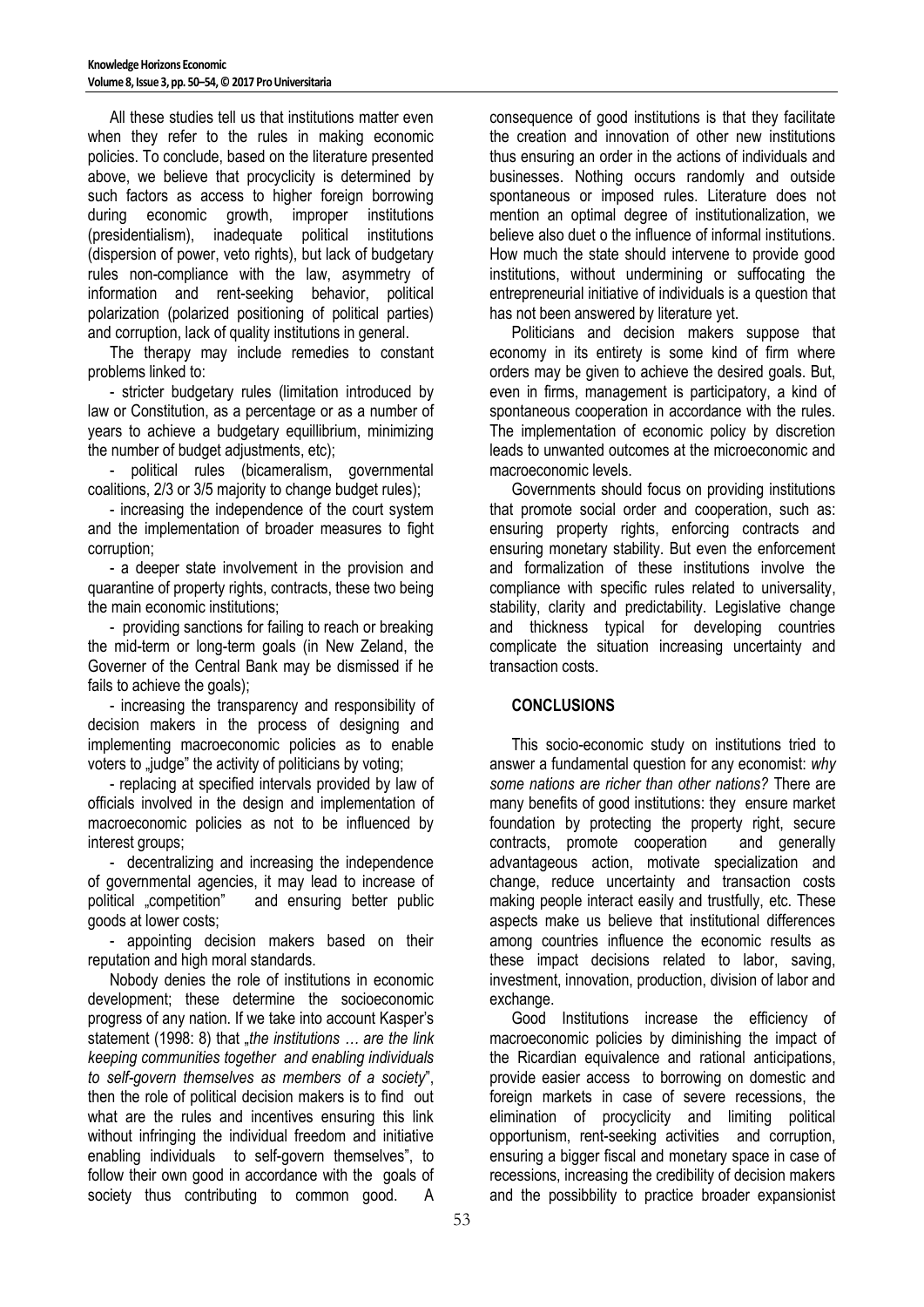All these studies tell us that institutions matter even when they refer to the rules in making economic policies. To conclude, based on the literature presented above, we believe that procyclicity is determined by such factors as access to higher foreign borrowing during economic growth, improper institutions (presidentialism), inadequate political institutions (dispersion of power, veto rights), but lack of budgetary rules non-compliance with the law, asymmetry of information and rent-seeking behavior, political polarization (polarized positioning of political parties) and corruption, lack of quality institutions in general.

The therapy may include remedies to constant problems linked to:

- stricter budgetary rules (limitation introduced by law or Constitution, as a percentage or as a number of years to achieve a budgetary equillibrium, minimizing the number of budget adjustments, etc);
- political rules (bicameralism, governmental coalitions, 2/3 or 3/5 majority to change budget rules);
- increasing the independence of the court system and the implementation of broader measures to fight corruption;
- a deeper state involvement in the provision and quarantine of property rights, contracts, these two being the main economic institutions;
- providing sanctions for failing to reach or breaking the mid-term or long-term goals (in New Zeland, the Governer of the Central Bank may be dismissed if he fails to achieve the goals);
- increasing the transparency and responsibility of decision makers in the process of designing and implementing macroeconomic policies as to enable voters to „judge" the activity of politicians by voting;
- replacing at specified intervals provided by law of officials involved in the design and implementation of macroeconomic policies as not to be influenced by interest groups;
- decentralizing and increasing the independence of governmental agencies, it may lead to increase of political „competition" and ensuring better public goods at lower costs;
- appointing decision makers based on their reputation and high moral standards.

Nobody denies the role of institutions in economic development; these determine the socioeconomic progress of any nation. If we take into account Kasper's statement (1998: 8) that „*the institutions … are the link keeping communities together and enabling individuals to self-govern themselves as members of a society*", then the role of political decision makers is to find out what are the rules and incentives ensuring this link without infringing the individual freedom and initiative enabling individuals to self-govern themselves", to follow their own good in accordance with the goals of society thus contributing to common good. A consequence of good institutions is that they facilitate the creation and innovation of other new institutions thus ensuring an order in the actions of individuals and businesses. Nothing occurs randomly and outside spontaneous or imposed rules. Literature does not mention an optimal degree of institutionalization, we believe also duet o the influence of informal institutions. How much the state should intervene to provide good institutions, without undermining or suffocating the entrepreneurial initiative of individuals is a question that has not been answered by literature yet.

Politicians and decision makers suppose that economy in its entirety is some kind of firm where orders may be given to achieve the desired goals. But, even in firms, management is participatory, a kind of spontaneous cooperation in accordance with the rules. The implementation of economic policy by discretion leads to unwanted outcomes at the microeconomic and macroeconomic levels.

Governments should focus on providing institutions that promote social order and cooperation, such as: ensuring property rights, enforcing contracts and ensuring monetary stability. But even the enforcement and formalization of these institutions involve the compliance with specific rules related to universality, stability, clarity and predictability. Legislative change and thickness typical for developing countries complicate the situation increasing uncertainty and transaction costs.

## CONCLUSIONS

This socio-economic study on institutions tried to answer a fundamental question for any economist: *why some nations are richer than other nations?* There are many benefits of good institutions: they ensure market foundation by protecting the property right, secure contracts, promote cooperation and generally advantageous action, motivate specialization and change, reduce uncertainty and transaction costs making people interact easily and trustfully, etc. These aspects make us believe that institutional differences among countries influence the economic results as these impact decisions related to labor, saving, investment, innovation, production, division of labor and exchange.

Good Institutions increase the efficiency of macroeconomic policies by diminishing the impact of the Ricardian equivalence and rational anticipations, provide easier access to borrowing on domestic and foreign markets in case of severe recessions, the elimination of procyclicity and limiting political opportunism, rent-seeking activities and corruption, ensuring a bigger fiscal and monetary space in case of recessions, increasing the credibility of decision makers and the possibbility to practice broader expansionist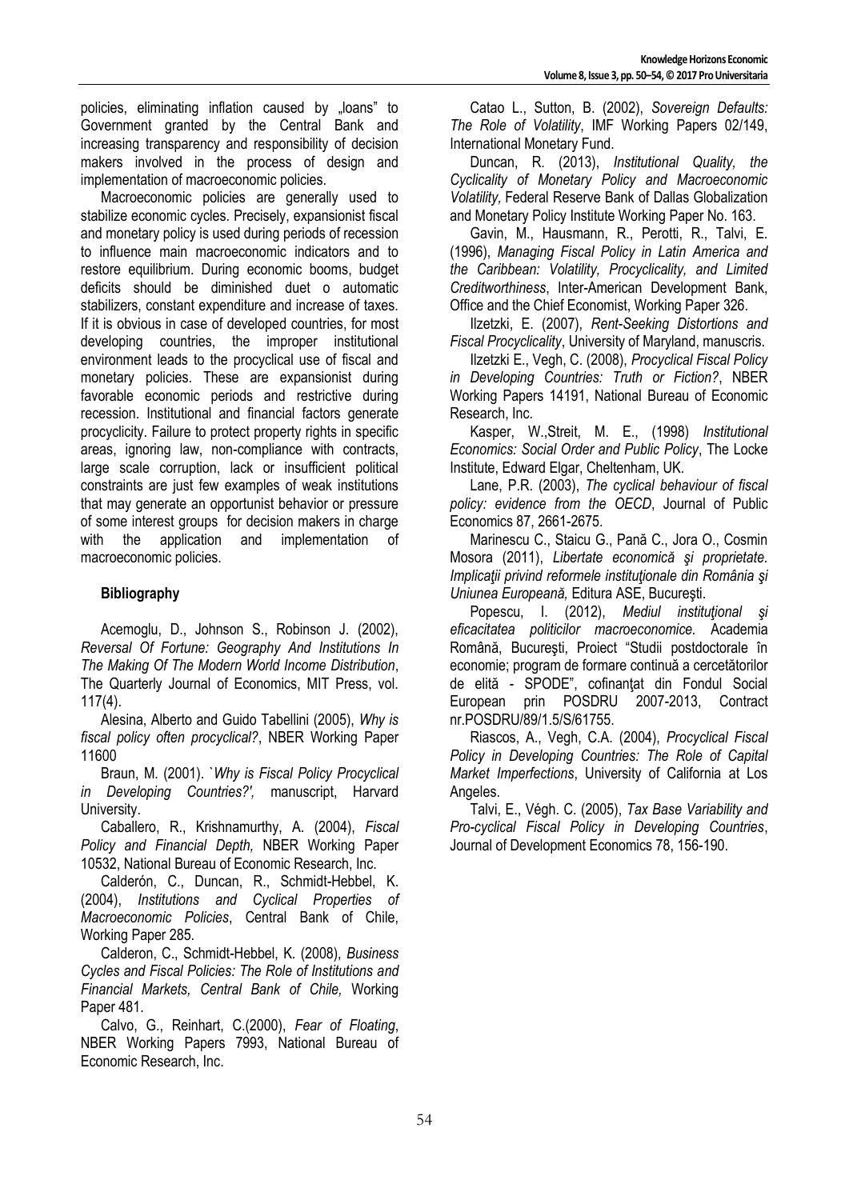policies, eliminating inflation caused by „loans" to Government granted by the Central Bank and increasing transparency and responsibility of decision makers involved in the process of design and implementation of macroeconomic policies.

Macroeconomic policies are generally used to stabilize economic cycles. Precisely, expansionist fiscal and monetary policy is used during periods of recession to influence main macroeconomic indicators and to restore equilibrium. During economic booms, budget deficits should be diminished duet o automatic stabilizers, constant expenditure and increase of taxes. If it is obvious in case of developed countries, for most developing countries, the improper institutional environment leads to the procyclical use of fiscal and monetary policies. These are expansionist during favorable economic periods and restrictive during recession. Institutional and financial factors generate procyclicity. Failure to protect property rights in specific areas, ignoring law, non-compliance with contracts, large scale corruption, lack or insufficient political constraints are just few examples of weak institutions that may generate an opportunist behavior or pressure of some interest groups for decision makers in charge with the application and implementation of macroeconomic policies.

## Bibliography

Acemoglu, D., Johnson S., Robinson J. (2002), *Reversal Of Fortune: Geography And Institutions In The Making Of The Modern World Income Distribution*, The Quarterly Journal of Economics, MIT Press, vol. 117(4).

Alesina, Alberto and Guido Tabellini (2005), *Why is fiscal policy often procyclical?*, NBER Working Paper 11600

Braun, M. (2001). `*Why is Fiscal Policy Procyclical in Developing Countries?',* manuscript, Harvard University.

Caballero, R., Krishnamurthy, A. (2004), *Fiscal Policy and Financial Depth,* NBER Working Paper 10532, National Bureau of Economic Research, Inc.

Calderón, C., Duncan, R., Schmidt-Hebbel, K. (2004), *Institutions and Cyclical Properties of Macroeconomic Policies*, Central Bank of Chile, Working Paper 285.

Calderon, C., Schmidt-Hebbel, K. (2008), *Business Cycles and Fiscal Policies: The Role of Institutions and Financial Markets, Central Bank of Chile,* Working Paper 481.

Calvo, G., Reinhart, C.(2000), *Fear of Floating*, NBER Working Papers 7993, National Bureau of Economic Research, Inc.

Catao L., Sutton, B. (2002), *Sovereign Defaults: The Role of Volatility*, IMF Working Papers 02/149, International Monetary Fund.

Duncan, R. (2013), *Institutional Quality, the Cyclicality of Monetary Policy and Macroeconomic Volatility,* Federal Reserve Bank of Dallas Globalization and Monetary Policy Institute Working Paper No. 163.

Gavin, M., Hausmann, R., Perotti, R., Talvi, E. (1996), *Managing Fiscal Policy in Latin America and the Caribbean: Volatility, Procyclicality, and Limited Creditworthiness*, Inter-American Development Bank, Office and the Chief Economist, Working Paper 326.

Ilzetzki, E. (2007), *Rent-Seeking Distortions and Fiscal Procyclicality*, University of Maryland, manuscris.

Ilzetzki E., Vegh, C. (2008), *Procyclical Fiscal Policy in Developing Countries: Truth or Fiction?*, NBER Working Papers 14191, National Bureau of Economic Research, Inc.

Kasper, W.,Streit, M. E., (1998) *Institutional Economics: Social Order and Public Policy*, The Locke Institute, Edward Elgar, Cheltenham, UK.

Lane, P.R. (2003), *The cyclical behaviour of fiscal policy: evidence from the OECD*, Journal of Public Economics 87, 2661-2675.

Marinescu C., Staicu G., Pană C., Jora O., Cosmin Mosora (2011), *Libertate economică şi proprietate. Implicaţii privind reformele instituţionale din România şi Uniunea Europeană,* Editura ASE, Bucureşti.

Popescu, I. (2012), *Mediul instituţional şi eficacitatea politicilor macroeconomice.* Academia Română, Bucureşti, Proiect "Studii postdoctorale în economie; program de formare continuă a cercetătorilor de elită - SPODE", cofinanţat din Fondul Social European prin POSDRU 2007-2013, Contract nr.POSDRU/89/1.5/S/61755.

Riascos, A., Vegh, C.A. (2004), *Procyclical Fiscal Policy in Developing Countries: The Role of Capital Market Imperfections*, University of California at Los Angeles.

Talvi, E., Végh. C. (2005), *Tax Base Variability and Pro-cyclical Fiscal Policy in Developing Countries*, Journal of Development Economics 78, 156-190.